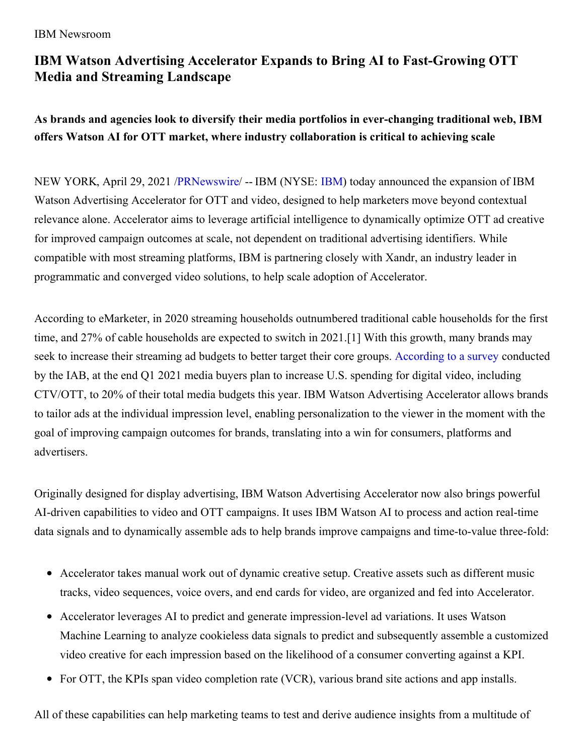IBM Newsroom

# IBM Watson Advertising Accelerator Expands to Bring AI to Fast-Growing OTT Media and Streaming Landscape

**As brands and agencies look to diversify their media portfolios in ever-changing traditional web, IBM offers Watson AI for OTT market, where industry collaboration is critical to achieving scale**

NEW YORK, April 29, 2021 /PRNewswire/ -- IBM (NYSE: IBM) today announced the expansion of IBM Watson Advertising Accelerator for OTT and video, designed to help marketers move beyond contextual relevance alone. Accelerator aims to leverage artificial intelligence to dynamically optimize OTT ad creative for improved campaign outcomes at scale, not dependent on traditional advertising identifiers. While compatible with most streaming platforms, IBM is partnering closely with Xandr, an industry leader in programmatic and converged video solutions, to help scale adoption of Accelerator.

According to eMarketer, in 2020 streaming households outnumbered traditional cable households for the first time, and 27% of cable households are expected to switch in 2021.[1] With this growth, many brands may seek to increase their streaming ad budgets to better target their core groups. According to a survey conducted by the IAB, at the end Q1 2021 media buyers plan to increase U.S. spending for digital video, including CTV/OTT, to 20% of their total media budgets this year. IBM Watson Advertising Accelerator allows brands to tailor ads at the individual impression level, enabling personalization to the viewer in the moment with the goal of improving campaign outcomes for brands, translating into a win for consumers, platforms and advertisers.

Originally designed for display advertising, IBM Watson Advertising Accelerator now also brings powerful AI-driven capabilities to video and OTT campaigns. It uses IBM Watson AI to process and action real-time data signals and to dynamically assemble ads to help brands improve campaigns and time-to-value three-fold:

- Accelerator takes manual work out of dynamic creative setup. Creative assets such as different music tracks, video sequences, voice overs, and end cards for video, are organized and fed into Accelerator.
- Accelerator leverages AI to predict and generate impression-level ad variations. It uses Watson Machine Learning to analyze cookieless data signals to predict and subsequently assemble a customized video creative for each impression based on the likelihood of a consumer converting against a KPI.
- For OTT, the KPIs span video completion rate (VCR), various brand site actions and app installs.

All of these capabilities can help marketing teams to test and derive audience insights from a multitude of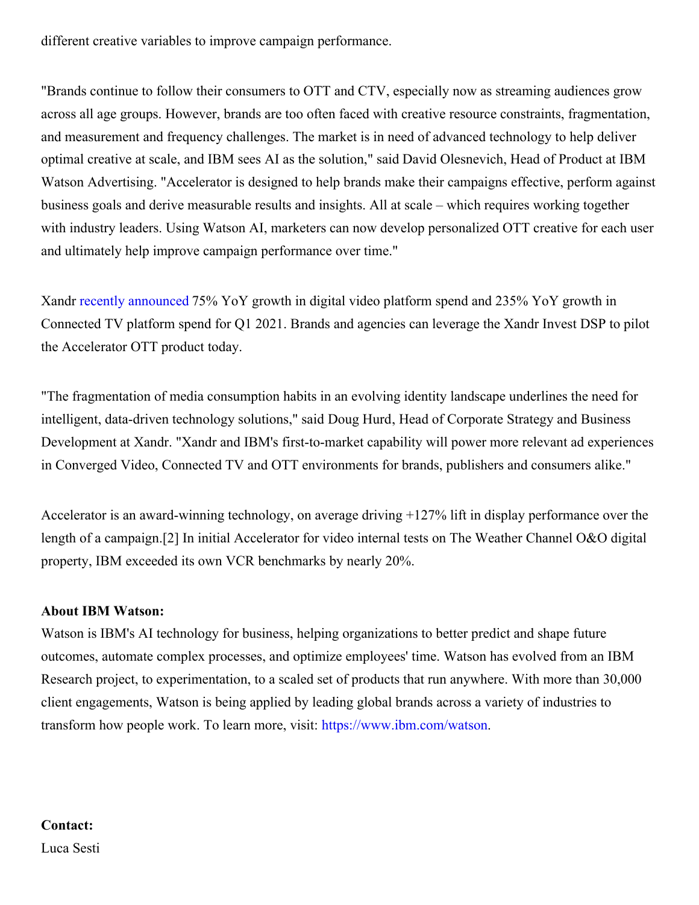different creative variables to improve campaign performance.

"Brands continue to follow their consumers to OTT and CTV, especially now as streaming audiences grow across all age groups. However, brands are too often faced with creative resource constraints, fragmentation, and measurement and frequency challenges. The market is in need of advanced technology to help deliver optimal creative at scale, and IBM sees AI as the solution," said David Olesnevich, Head of Product at IBM Watson Advertising. "Accelerator is designed to help brands make their campaigns effective, perform against business goals and derive measurable results and insights. All at scale – which requires working together with industry leaders. Using Watson AI, marketers can now develop personalized OTT creative for each user and ultimately help improve campaign performance over time."

Xandr recently announced 75% YoY growth in digital video platform spend and 235% YoY growth in Connected TV platform spend for Q1 2021. Brands and agencies can leverage the Xandr Invest DSP to pilot the Accelerator OTT product today.

"The fragmentation of media consumption habits in an evolving identity landscape underlines the need for intelligent, data-driven technology solutions," said Doug Hurd, Head of Corporate Strategy and Business Development at Xandr. "Xandr and IBM's first-to-market capability will power more relevant ad experiences in Converged Video, Connected TV and OTT environments for brands, publishers and consumers alike."

Accelerator is an award-winning technology, on average driving +127% lift in display performance over the length of a campaign.[2] In initial Accelerator for video internal tests on The Weather Channel O&O digital property, IBM exceeded its own VCR benchmarks by nearly 20%.

**About IBM Watson:**
Watson is IBM's AI technology for business, helping organizations to better predict and shape future outcomes, automate complex processes, and optimize employees' time. Watson has evolved from an IBM Research project, to experimentation, to a scaled set of products that run anywhere. With more than 30,000 client engagements, Watson is being applied by leading global brands across a variety of industries to transform how people work. To learn more, visit: https://www.ibm.com/watson.

**Contact:**
Luca Sesti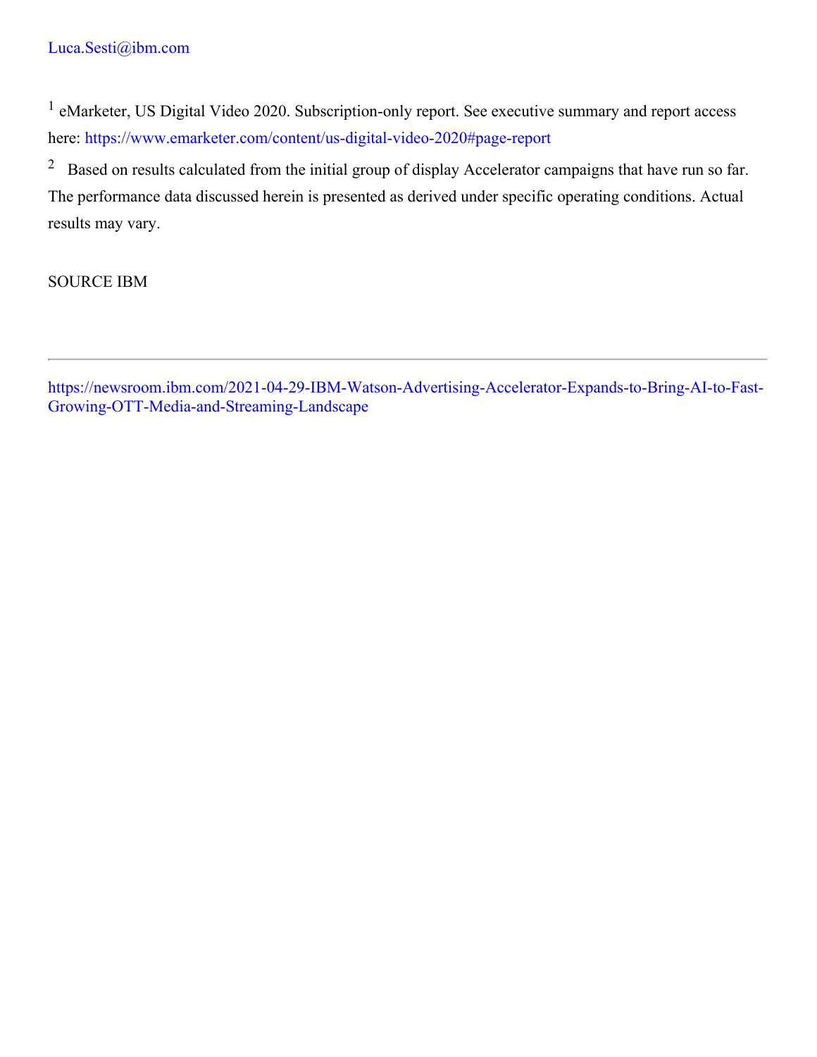Luca.Sesti@ibm.com

[1] eMarketer, US Digital Video 2020. Subscription-only report. See executive summary and report access here: https://www.emarketer.com/content/us-digital-video-2020#page-report

[2] Based on results calculated from the initial group of display Accelerator campaigns that have run so far. The performance data discussed herein is presented as derived under specific operating conditions. Actual results may vary.

SOURCE IBM

---

https://newsroom.ibm.com/2021-04-29-IBM-Watson-Advertising-Accelerator-Expands-to-Bring-AI-to-Fast-Growing-OTT-Media-and-Streaming-Landscape